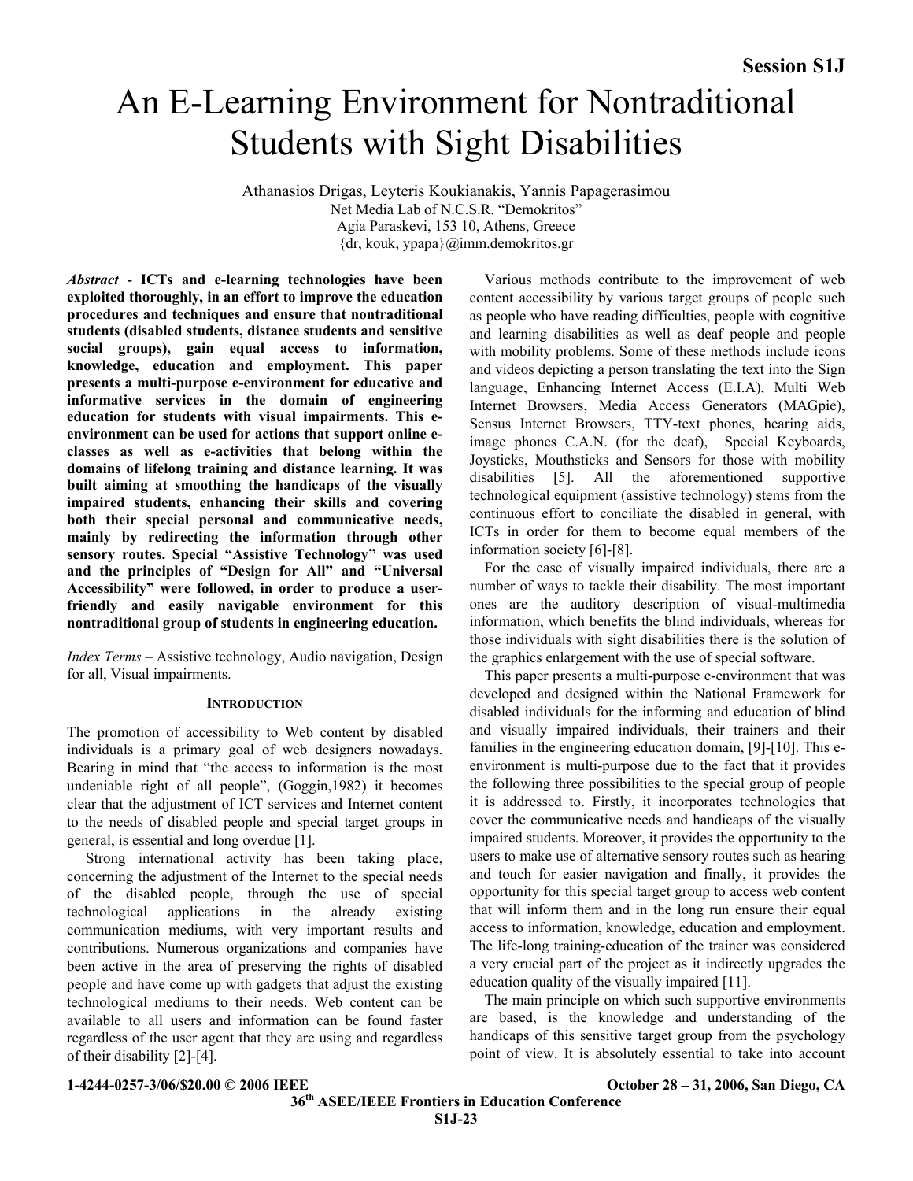# An E-Learning Environment for Nontraditional Students with Sight Disabilities

Athanasios Drigas, Leyteris Koukianakis, Yannis Papagerasimou
Net Media Lab of N.C.S.R. "Demokritos"
Agia Paraskevi, 153 10, Athens, Greece
{dr, kouk, ypapa}@imm.demokritos.gr

***Abstract*** **- ICTs and e-learning technologies have been exploited thoroughly, in an effort to improve the education procedures and techniques and ensure that nontraditional students (disabled students, distance students and sensitive social groups), gain equal access to information, knowledge, education and employment. This paper presents a multi-purpose e-environment for educative and informative services in the domain of engineering education for students with visual impairments. This e-environment can be used for actions that support online e-classes as well as e-activities that belong within the domains of lifelong training and distance learning. It was built aiming at smoothing the handicaps of the visually impaired students, enhancing their skills and covering both their special personal and communicative needs, mainly by redirecting the information through other sensory routes. Special "Assistive Technology" was used and the principles of "Design for All" and "Universal Accessibility" were followed, in order to produce a user-friendly and easily navigable environment for this nontraditional group of students in engineering education.**

*Index Terms* – Assistive technology, Audio navigation, Design for all, Visual impairments.

## INTRODUCTION

The promotion of accessibility to Web content by disabled individuals is a primary goal of web designers nowadays. Bearing in mind that "the access to information is the most undeniable right of all people", (Goggin,1982) it becomes clear that the adjustment of ICT services and Internet content to the needs of disabled people and special target groups in general, is essential and long overdue [1].

Strong international activity has been taking place, concerning the adjustment of the Internet to the special needs of the disabled people, through the use of special technological applications in the already existing communication mediums, with very important results and contributions. Numerous organizations and companies have been active in the area of preserving the rights of disabled people and have come up with gadgets that adjust the existing technological mediums to their needs. Web content can be available to all users and information can be found faster regardless of the user agent that they are using and regardless of their disability [2]-[4].

Various methods contribute to the improvement of web content accessibility by various target groups of people such as people who have reading difficulties, people with cognitive and learning disabilities as well as deaf people and people with mobility problems. Some of these methods include icons and videos depicting a person translating the text into the Sign language, Enhancing Internet Access (E.I.A), Multi Web Internet Browsers, Media Access Generators (MAGpie), Sensus Internet Browsers, TTY-text phones, hearing aids, image phones C.A.N. (for the deaf), Special Keyboards, Joysticks, Mouthsticks and Sensors for those with mobility disabilities [5]. All the aforementioned supportive technological equipment (assistive technology) stems from the continuous effort to conciliate the disabled in general, with ICTs in order for them to become equal members of the information society [6]-[8].

For the case of visually impaired individuals, there are a number of ways to tackle their disability. The most important ones are the auditory description of visual-multimedia information, which benefits the blind individuals, whereas for those individuals with sight disabilities there is the solution of the graphics enlargement with the use of special software.

This paper presents a multi-purpose e-environment that was developed and designed within the National Framework for disabled individuals for the informing and education of blind and visually impaired individuals, their trainers and their families in the engineering education domain, [9]-[10]. This e-environment is multi-purpose due to the fact that it provides the following three possibilities to the special group of people it is addressed to. Firstly, it incorporates technologies that cover the communicative needs and handicaps of the visually impaired students. Moreover, it provides the opportunity to the users to make use of alternative sensory routes such as hearing and touch for easier navigation and finally, it provides the opportunity for this special target group to access web content that will inform them and in the long run ensure their equal access to information, knowledge, education and employment. The life-long training-education of the trainer was considered a very crucial part of the project as it indirectly upgrades the education quality of the visually impaired [11].

The main principle on which such supportive environments are based, is the knowledge and understanding of the handicaps of this sensitive target group from the psychology point of view. It is absolutely essential to take into account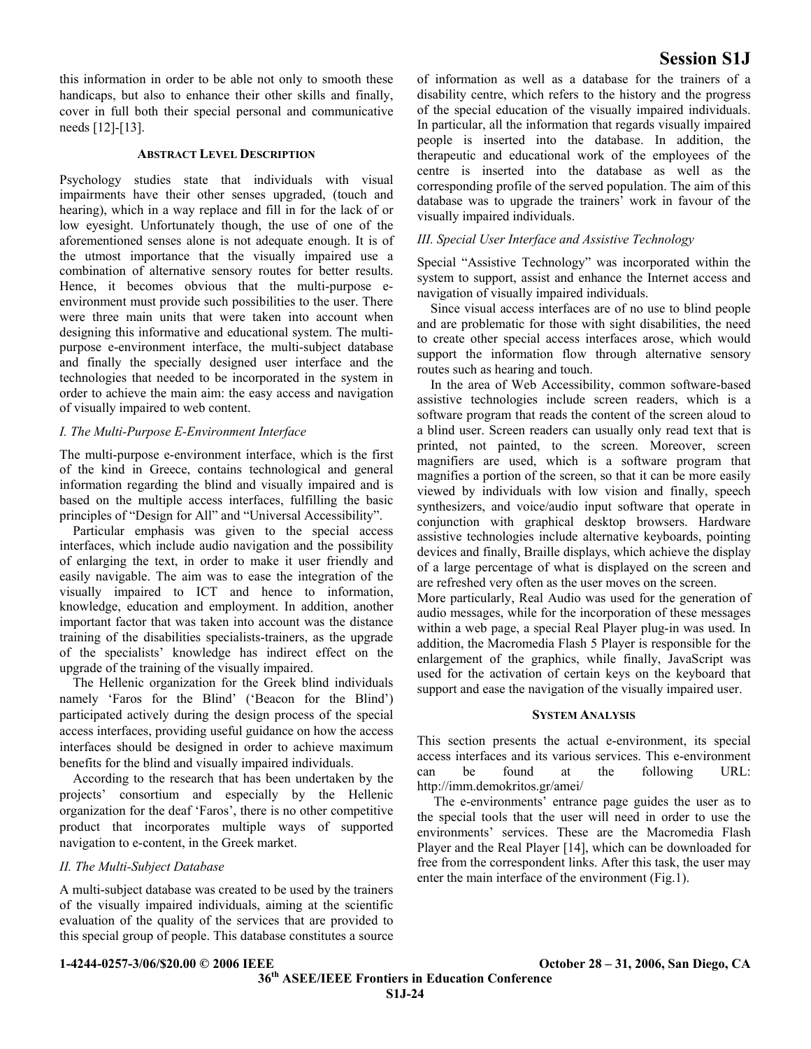this information in order to be able not only to smooth these handicaps, but also to enhance their other skills and finally, cover in full both their special personal and communicative needs [12]-[13].

### Abstract Level Description

Psychology studies state that individuals with visual impairments have their other senses upgraded, (touch and hearing), which in a way replace and fill in for the lack of or low eyesight. Unfortunately though, the use of one of the aforementioned senses alone is not adequate enough. It is of the utmost importance that the visually impaired use a combination of alternative sensory routes for better results. Hence, it becomes obvious that the multi-purpose e-environment must provide such possibilities to the user. There were three main units that were taken into account when designing this informative and educational system. The multi-purpose e-environment interface, the multi-subject database and finally the specially designed user interface and the technologies that needed to be incorporated in the system in order to achieve the main aim: the easy access and navigation of visually impaired to web content.

#### *I. The Multi-Purpose E-Environment Interface*

The multi-purpose e-environment interface, which is the first of the kind in Greece, contains technological and general information regarding the blind and visually impaired and is based on the multiple access interfaces, fulfilling the basic principles of "Design for All" and "Universal Accessibility".

Particular emphasis was given to the special access interfaces, which include audio navigation and the possibility of enlarging the text, in order to make it user friendly and easily navigable. The aim was to ease the integration of the visually impaired to ICT and hence to information, knowledge, education and employment. In addition, another important factor that was taken into account was the distance training of the disabilities specialists-trainers, as the upgrade of the specialists' knowledge has indirect effect on the upgrade of the training of the visually impaired.

The Hellenic organization for the Greek blind individuals namely 'Faros for the Blind' ('Beacon for the Blind') participated actively during the design process of the special access interfaces, providing useful guidance on how the access interfaces should be designed in order to achieve maximum benefits for the blind and visually impaired individuals.

According to the research that has been undertaken by the projects' consortium and especially by the Hellenic organization for the deaf 'Faros', there is no other competitive product that incorporates multiple ways of supported navigation to e-content, in the Greek market.

#### *II. The Multi-Subject Database*

A multi-subject database was created to be used by the trainers of the visually impaired individuals, aiming at the scientific evaluation of the quality of the services that are provided to this special group of people. This database constitutes a source of information as well as a database for the trainers of a disability centre, which refers to the history and the progress of the special education of the visually impaired individuals. In particular, all the information that regards visually impaired people is inserted into the database. In addition, the therapeutic and educational work of the employees of the centre is inserted into the database as well as the corresponding profile of the served population. The aim of this database was to upgrade the trainers' work in favour of the visually impaired individuals.

#### *III. Special User Interface and Assistive Technology*

Special "Assistive Technology" was incorporated within the system to support, assist and enhance the Internet access and navigation of visually impaired individuals.

Since visual access interfaces are of no use to blind people and are problematic for those with sight disabilities, the need to create other special access interfaces arose, which would support the information flow through alternative sensory routes such as hearing and touch.

In the area of Web Accessibility, common software-based assistive technologies include screen readers, which is a software program that reads the content of the screen aloud to a blind user. Screen readers can usually only read text that is printed, not painted, to the screen. Moreover, screen magnifiers are used, which is a software program that magnifies a portion of the screen, so that it can be more easily viewed by individuals with low vision and finally, speech synthesizers, and voice/audio input software that operate in conjunction with graphical desktop browsers. Hardware assistive technologies include alternative keyboards, pointing devices and finally, Braille displays, which achieve the display of a large percentage of what is displayed on the screen and are refreshed very often as the user moves on the screen.

More particularly, Real Audio was used for the generation of audio messages, while for the incorporation of these messages within a web page, a special Real Player plug-in was used. In addition, the Macromedia Flash 5 Player is responsible for the enlargement of the graphics, while finally, JavaScript was used for the activation of certain keys on the keyboard that support and ease the navigation of the visually impaired user.

### System Analysis

This section presents the actual e-environment, its special access interfaces and its various services. This e-environment can be found at the following URL: http://imm.demokritos.gr/amei/

The e-environments' entrance page guides the user as to the special tools that the user will need in order to use the environments' services. These are the Macromedia Flash Player and the Real Player [14], which can be downloaded for free from the correspondent links. After this task, the user may enter the main interface of the environment (Fig.1).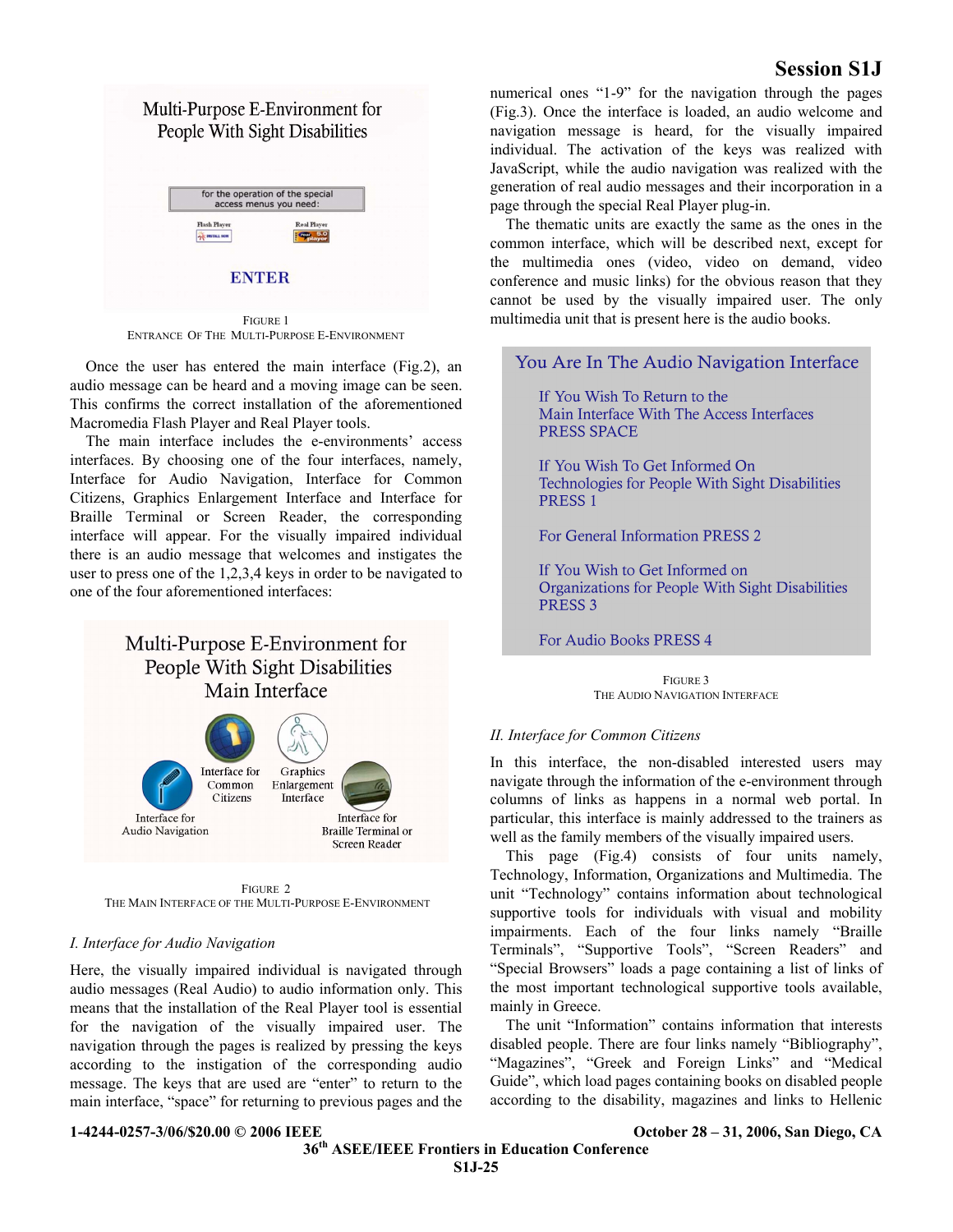Multi-Purpose E-Environment for People With Sight Disabilities

for the operation of the special access menus you need:

Flash Player Real Player

ENTER

FIGURE 1
ENTRANCE OF THE MULTI-PURPOSE E-ENVIRONMENT

Once the user has entered the main interface (Fig.2), an audio message can be heard and a moving image can be seen. This confirms the correct installation of the aforementioned Macromedia Flash Player and Real Player tools.

The main interface includes the e-environments' access interfaces. By choosing one of the four interfaces, namely, Interface for Audio Navigation, Interface for Common Citizens, Graphics Enlargement Interface and Interface for Braille Terminal or Screen Reader, the corresponding interface will appear. For the visually impaired individual there is an audio message that welcomes and instigates the user to press one of the 1,2,3,4 keys in order to be navigated to one of the four aforementioned interfaces:

Multi-Purpose E-Environment for People With Sight Disabilities Main Interface

Interface for Common Citizens | Graphics Enlargement Interface | Interface for Audio Navigation | Interface for Braille Terminal or Screen Reader

FIGURE 2
THE MAIN INTERFACE OF THE MULTI-PURPOSE E-ENVIRONMENT

*I. Interface for Audio Navigation*

Here, the visually impaired individual is navigated through audio messages (Real Audio) to audio information only. This means that the installation of the Real Player tool is essential for the navigation of the visually impaired user. The navigation through the pages is realized by pressing the keys according to the instigation of the corresponding audio message. The keys that are used are "enter" to return to the main interface, "space" for returning to previous pages and the numerical ones "1-9" for the navigation through the pages (Fig.3). Once the interface is loaded, an audio welcome and navigation message is heard, for the visually impaired individual. The activation of the keys was realized with JavaScript, while the audio navigation was realized with the special generation of real audio messages and their incorporation in a page through the special Real Player plug-in.

The thematic units are exactly the same as the ones in the common interface, which will be described next, except for the multimedia ones (video, video on demand, video conference and music links) for the obvious reason that they cannot be used by the visually impaired user. The only multimedia unit that is present here is the audio books.

You Are In The Audio Navigation Interface

If You Wish To Return to the Main Interface With The Access Interfaces PRESS SPACE

If You Wish To Get Informed On Technologies for People With Sight Disabilities PRESS 1

For General Information PRESS 2

If You Wish to Get Informed on Organizations for People With Sight Disabilities PRESS 3

For Audio Books PRESS 4

FIGURE 3
THE AUDIO NAVIGATION INTERFACE

*II. Interface for Common Citizens*

In this interface, the non-disabled interested users may navigate through the information of the e-environment through columns of links as happens in a normal web portal. In particular, this interface is mainly addressed to the trainers as well as the family members of the visually impaired users.

This page (Fig.4) consists of four units namely, Technology, Information, Organizations and Multimedia. The unit "Technology" contains information about technological supportive tools for individuals with visual and mobility impairments. Each of the four links namely "Braille Terminals", "Supportive Tools", "Screen Readers" and "Special Browsers" loads a page containing a list of links of the most important technological supportive tools available, mainly in Greece.

The unit "Information" contains information that interests disabled people. There are four links namely "Bibliography", "Magazines", "Greek and Foreign Links" and "Medical Guide", which load pages containing books on disabled people according to the disability, magazines and links to Hellenic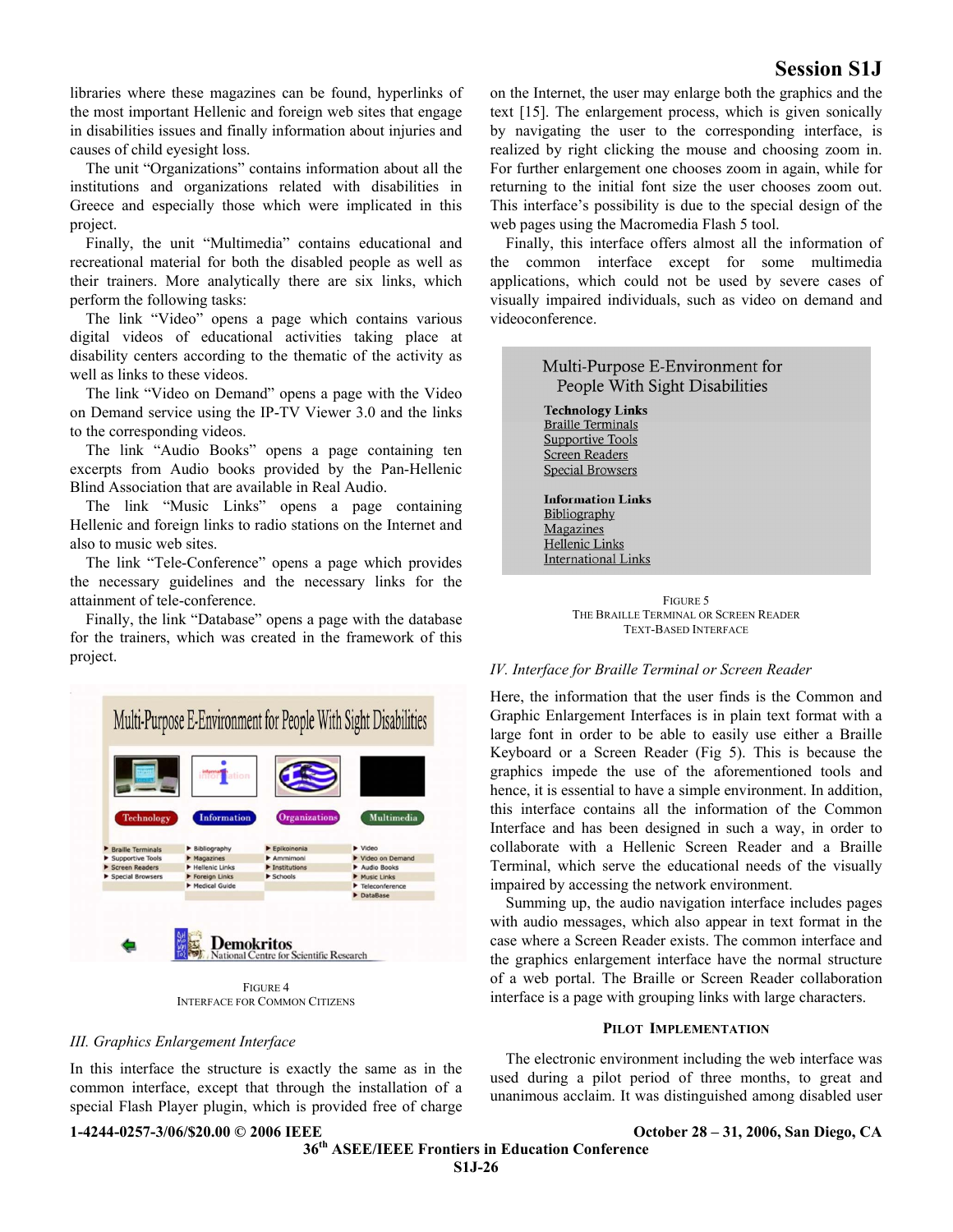libraries where these magazines can be found, hyperlinks of the most important Hellenic and foreign web sites that engage in disabilities issues and finally information about injuries and causes of child eyesight loss.

The unit "Organizations" contains information about all the institutions and organizations related with disabilities in Greece and especially those which were implicated in this project.

Finally, the unit "Multimedia" contains educational and recreational material for both the disabled people as well as their trainers. More analytically there are six links, which perform the following tasks:

The link "Video" opens a page which contains various digital videos of educational activities taking place at disability centers according to the thematic of the activity as well as links to these videos.

The link "Video on Demand" opens a page with the Video on Demand service using the IP-TV Viewer 3.0 and the links to the corresponding videos.

The link "Audio Books" opens a page containing ten excerpts from Audio books provided by the Pan-Hellenic Blind Association that are available in Real Audio.

The link "Music Links" opens a page containing Hellenic and foreign links to radio stations on the Internet and also to music web sites.

The link "Tele-Conference" opens a page which provides the necessary guidelines and the necessary links for the attainment of tele-conference.

Finally, the link "Database" opens a page with the database for the trainers, which was created in the framework of this project.

Multi-Purpose E-Environment for People With Sight Disabilities

Technology
Information
Organizations
Multimedia

▶ Braille Terminals
▶ Supportive Tools
▶ Screen Readers
▶ Special Browsers

▶ Bibliography
▶ Magazines
▶ Hellenic Links
▶ Foreign Links
▶ Medical Guide

▶ Epikoinenia
▶ Ammimoni
▶ Institutions
▶ Schools

▶ Video
▶ Video on Demand
▶ Audio Books
▶ Music Links
▶ Teleconference
▶ DataBase

Demokritos
National Centre for Scientific Research

FIGURE 4
INTERFACE FOR COMMON CITIZENS

*III. Graphics Enlargement Interface*

In this interface the structure is exactly the same as in the common interface, except that through the installation of a special Flash Player plugin, which is provided free of charge on the Internet, the user may enlarge both the graphics and the text [15]. The enlargement process, which is given sonically by navigating the user to the corresponding interface, is realized by right clicking the mouse and choosing zoom in. For further enlargement one chooses zoom in again, while for returning to the initial font size the user chooses zoom out. This interface's possibility is due to the special design of the web pages using the Macromedia Flash 5 tool.

Finally, this interface offers almost all the information of the common interface except for some multimedia applications, which could not be used by severe cases of visually impaired individuals, such as video on demand and videoconference.

Multi-Purpose E-Environment for People With Sight Disabilities

**Technology Links**
Braille Terminals
Supportive Tools
Screen Readers
Special Browsers

**Information Links**
Bibliography
Magazines
Hellenic Links
International Links

FIGURE 5
THE BRAILLE TERMINAL OR SCREEN READER TEXT-BASED INTERFACE

*IV. Interface for Braille Terminal or Screen Reader*

Here, the information that the user finds is the Common and Graphic Enlargement Interfaces is in plain text format with a large font in order to be able to easily use either a Braille Keyboard or a Screen Reader (Fig 5). This is because the graphics impede the use of the aforementioned tools and hence, it is essential to have a simple environment. In addition, this interface contains all the information of the Common Interface and has been designed in such a way, in order to collaborate with a Hellenic Screen Reader and a Braille Terminal, which serve the educational needs of the visually impaired by accessing the network environment.

Summing up, the audio navigation interface includes pages with audio messages, which also appear in text format in the case where a Screen Reader exists. The common interface and the graphics enlargement interface have the normal structure of a web portal. The Braille or Screen Reader collaboration interface is a page with grouping links with large characters.

## PILOT IMPLEMENTATION

The electronic environment including the web interface was used during a pilot period of three months, to great and unanimous acclaim. It was distinguished among disabled user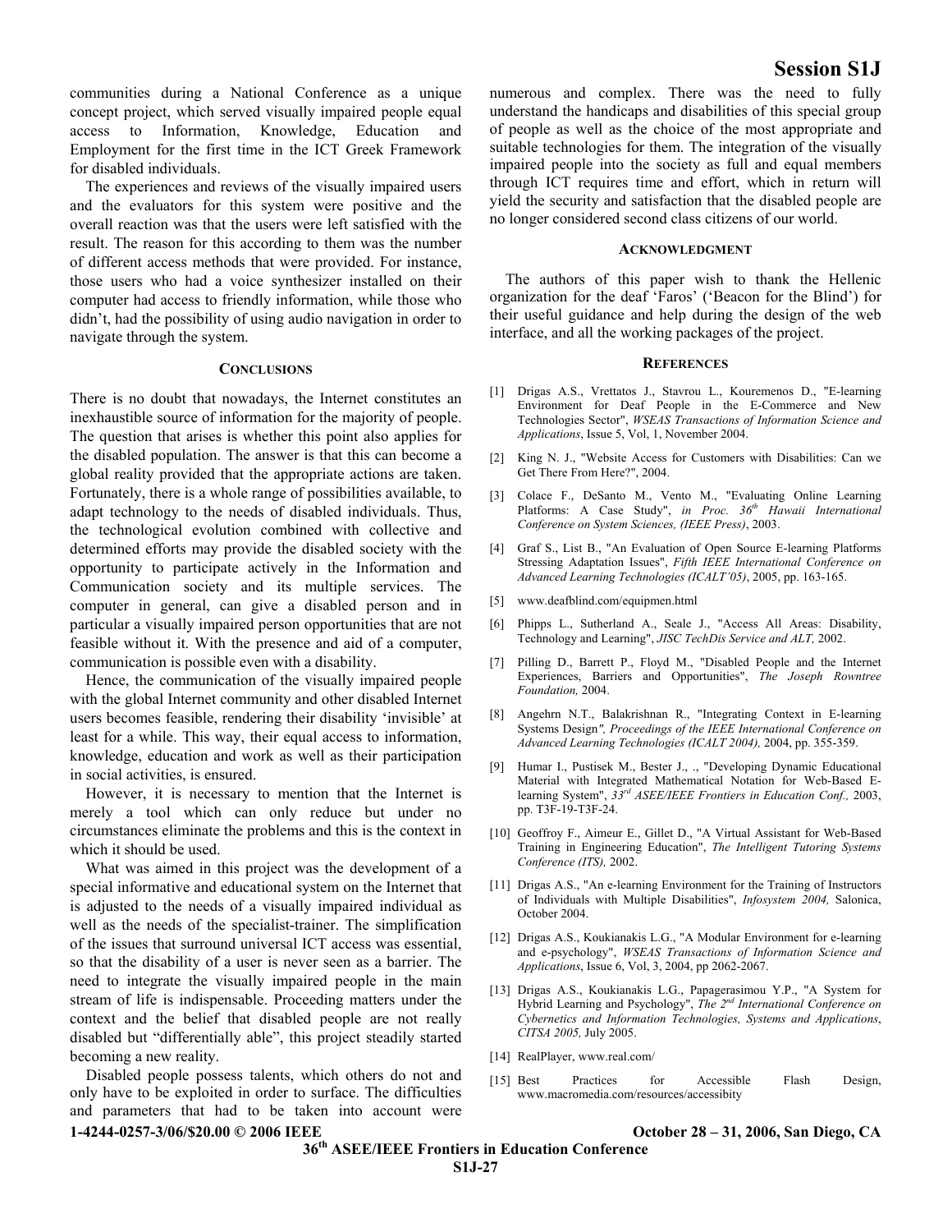communities during a National Conference as a unique concept project, which served visually impaired people equal access to Information, Knowledge, Education and Employment for the first time in the ICT Greek Framework for disabled individuals.

The experiences and reviews of the visually impaired users and the evaluators for this system were positive and the overall reaction was that the users were left satisfied with the result. The reason for this according to them was the number of different access methods that were provided. For instance, those users who had a voice synthesizer installed on their computer had access to friendly information, while those who didn't, had the possibility of using audio navigation in order to navigate through the system.

## CONCLUSIONS

There is no doubt that nowadays, the Internet constitutes an inexhaustible source of information for the majority of people. The question that arises is whether this point also applies for the disabled population. The answer is that this can become a global reality provided that the appropriate actions are taken. Fortunately, there is a whole range of possibilities available, to adapt technology to the needs of disabled individuals. Thus, the technological evolution combined with collective and determined efforts may provide the disabled society with the opportunity to participate actively in the Information and Communication society and its multiple services. The computer in general, can give a disabled person and in particular a visually impaired person opportunities that are not feasible without it. With the presence and aid of a computer, communication is possible even with a disability.

Hence, the communication of the visually impaired people with the global Internet community and other disabled Internet users becomes feasible, rendering their disability 'invisible' at least for a while. This way, their equal access to information, knowledge, education and work as well as their participation in social activities, is ensured.

However, it is necessary to mention that the Internet is merely a tool which can only reduce but under no circumstances eliminate the problems and this is the context in which it should be used.

What was aimed in this project was the development of a special informative and educational system on the Internet that is adjusted to the needs of a visually impaired individual as well as the needs of the specialist-trainer. The simplification of the issues that surround universal ICT access was essential, so that the disability of a user is never seen as a barrier. The need to integrate the visually impaired people in the main stream of life is indispensable. Proceeding matters under the context and the belief that disabled people are not really disabled but "differentially able", this project steadily started becoming a new reality.

Disabled people possess talents, which others do not and only have to be exploited in order to surface. The difficulties and parameters that had to be taken into account were numerous and complex. There was the need to fully understand the handicaps and disabilities of this special group of people as well as the choice of the most appropriate and suitable technologies for them. The integration of the visually impaired people into the society as full and equal members through ICT requires time and effort, which in return will yield the security and satisfaction that the disabled people are no longer considered second class citizens of our world.

## ACKNOWLEDGMENT

The authors of this paper wish to thank the Hellenic organization for the deaf 'Faros' ('Beacon for the Blind') for their useful guidance and help during the design of the web interface, and all the working packages of the project.

## REFERENCES

[1] Drigas A.S., Vrettatos J., Stavrou L., Kouremenos D., "E-learning Environment for Deaf People in the E-Commerce and New Technologies Sector", *WSEAS Transactions of Information Science and Applications*, Issue 5, Vol, 1, November 2004.

[2] King N. J., "Website Access for Customers with Disabilities: Can we Get There From Here?", 2004.

[3] Colace F., DeSanto M., Vento M., "Evaluating Online Learning Platforms: A Case Study", *in Proc. 36th Hawaii International Conference on System Sciences, (IEEE Press)*, 2003.

[4] Graf S., List B., "An Evaluation of Open Source E-learning Platforms Stressing Adaptation Issues", *Fifth IEEE International Conference on Advanced Learning Technologies (ICALT'05)*, 2005, pp. 163-165.

[5] www.deafblind.com/equipmen.html

[6] Phipps L., Sutherland A., Seale J., "Access All Areas: Disability, Technology and Learning", *JISC TechDis Service and ALT,* 2002.

[7] Pilling D., Barrett P., Floyd M., "Disabled People and the Internet Experiences, Barriers and Opportunities", *The Joseph Rowntree Foundation,* 2004.

[8] Angehrn N.T., Balakrishnan R., "Integrating Context in E-learning Systems Design*", Proceedings of the IEEE International Conference on Advanced Learning Technologies (ICALT 2004),* 2004, pp. 355-359.

[9] Humar I., Pustisek M., Bester J., ., "Developing Dynamic Educational Material with Integrated Mathematical Notation for Web-Based E-learning System", *33rd ASEE/IEEE Frontiers in Education Conf.,* 2003, pp. T3F-19-T3F-24.

[10] Geoffroy F., Aimeur E., Gillet D., "A Virtual Assistant for Web-Based Training in Engineering Education", *The Intelligent Tutoring Systems Conference (ITS),* 2002.

[11] Drigas A.S., "An e-learning Environment for the Training of Instructors of Individuals with Multiple Disabilities", *Infosystem 2004,* Salonica, October 2004.

[12] Drigas A.S., Koukianakis L.G., "A Modular Environment for e-learning and e-psychology", *WSEAS Transactions of Information Science and Applications*, Issue 6, Vol, 3, 2004, pp 2062-2067.

[13] Drigas A.S., Koukianakis L.G., Papagerasimou Y.P., "A System for Hybrid Learning and Psychology", *The 2nd International Conference on Cybernetics and Information Technologies, Systems and Applications*, *CITSA 2005,* July 2005.

[14] RealPlayer, www.real.com/

[15] Best Practices for Accessible Flash Design, www.macromedia.com/resources/accessibity